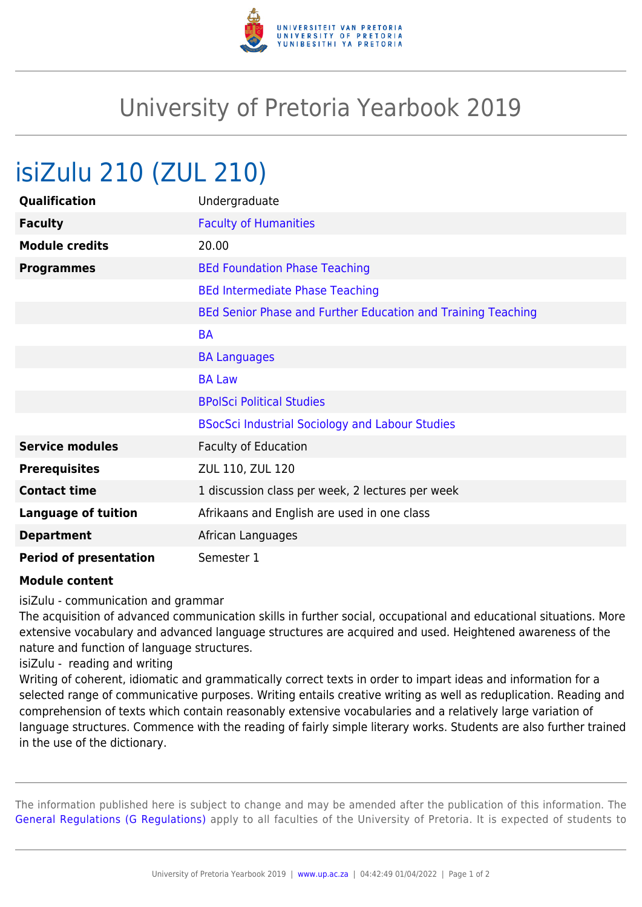# University of Pretoria Yearbook 2019

## isiZulu 210 (ZUL 210)

| | |
|---|---|
| **Qualification** | Undergraduate |
| **Faculty** | Faculty of Humanities |
| **Module credits** | 20.00 |
| **Programmes** | BEd Foundation Phase Teaching |
| | BEd Intermediate Phase Teaching |
| | BEd Senior Phase and Further Education and Training Teaching |
| | BA |
| | BA Languages |
| | BA Law |
| | BPolSci Political Studies |
| | BSocSci Industrial Sociology and Labour Studies |
| **Service modules** | Faculty of Education |
| **Prerequisites** | ZUL 110, ZUL 120 |
| **Contact time** | 1 discussion class per week, 2 lectures per week |
| **Language of tuition** | Afrikaans and English are used in one class |
| **Department** | African Languages |
| **Period of presentation** | Semester 1 |

**Module content**

isiZulu - communication and grammar
The acquisition of advanced communication skills in further social, occupational and educational situations. More extensive vocabulary and advanced language structures are acquired and used. Heightened awareness of the nature and function of language structures.
isiZulu - reading and writing
Writing of coherent, idiomatic and grammatically correct texts in order to impart ideas and information for a selected range of communicative purposes. Writing entails creative writing as well as reduplication. Reading and comprehension of texts which contain reasonably extensive vocabularies and a relatively large variation of language structures. Commence with the reading of fairly simple literary works. Students are also further trained in the use of the dictionary.

The information published here is subject to change and may be amended after the publication of this information. The General Regulations (G Regulations) apply to all faculties of the University of Pretoria. It is expected of students to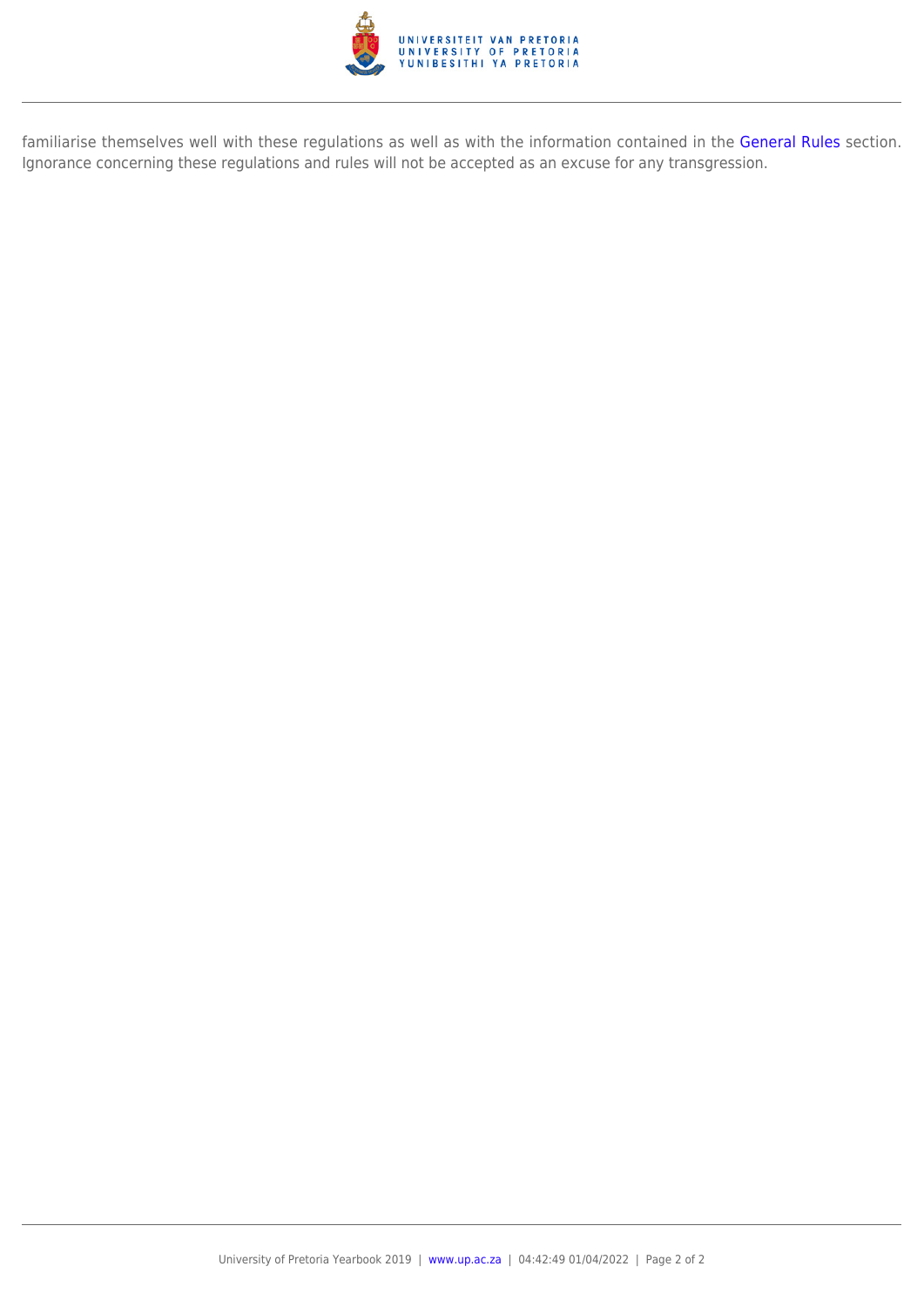familiarise themselves well with these regulations as well as with the information contained in the General Rules section. Ignorance concerning these regulations and rules will not be accepted as an excuse for any transgression.